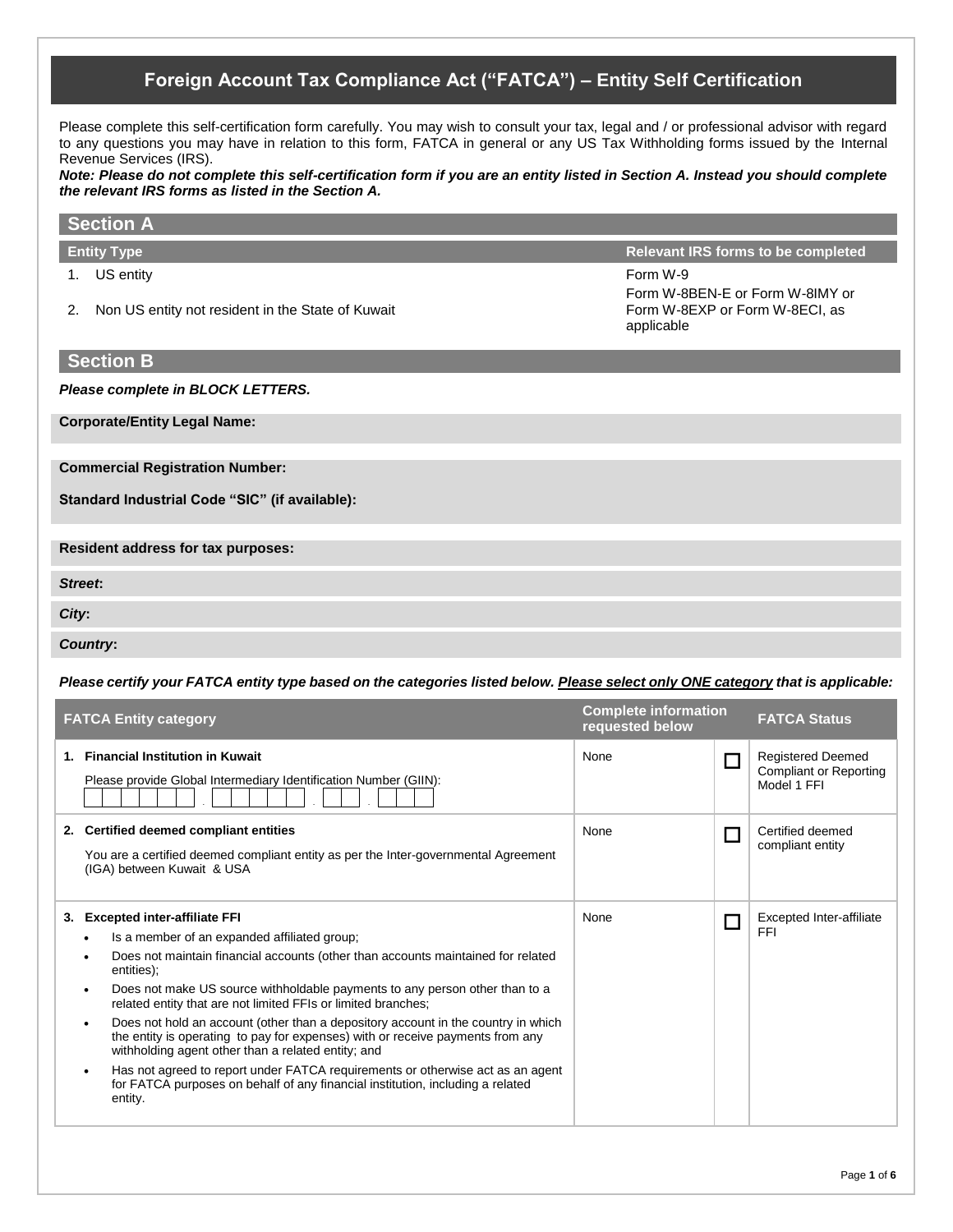# Foreign Account Tax Compliance Act ("FATCA") – Entity Self Certification

Please complete this self-certification form carefully. You may wish to consult your tax, legal and / or professional advisor with regard to any questions you may have in relation to this form, FATCA in general or any US Tax Withholding forms issued by the Internal Revenue Services (IRS).

***Note: Please do not complete this self-certification form if you are an entity listed in Section A. Instead you should complete the relevant IRS forms as listed in the Section A.***

## Section A

| Entity Type | Relevant IRS forms to be completed |
|---|---|
| 1. US entity | Form W-9 |
| 2. Non US entity not resident in the State of Kuwait | Form W-8BEN-E or Form W-8IMY or Form W-8EXP or Form W-8ECI, as applicable |

## Section B

***Please complete in BLOCK LETTERS.***

**Corporate/Entity Legal Name:**

**Commercial Registration Number:**

**Standard Industrial Code "SIC" (if available):**

**Resident address for tax purposes:**

***Street*:**

***City*:**

***Country*:**

***Please certify your FATCA entity type based on the categories listed below. Please select only ONE category that is applicable:***

| FATCA Entity category | Complete information requested below | | FATCA Status |
|---|---|---|---|
| **1. Financial Institution in Kuwait**<br>Please provide Global Intermediary Identification Number (GIIN): ______ . _____ . __ . ___ | None | ☐ | Registered Deemed Compliant or Reporting Model 1 FFI |
| **2. Certified deemed compliant entities**<br>You are a certified deemed compliant entity as per the Inter-governmental Agreement (IGA) between Kuwait & USA | None | ☐ | Certified deemed compliant entity |
| **3. Excepted inter-affiliate FFI**<br>• Is a member of an expanded affiliated group;<br>• Does not maintain financial accounts (other than accounts maintained for related entities);<br>• Does not make US source withholdable payments to any person other than to a related entity that are not limited FFIs or limited branches;<br>• Does not hold an account (other than a depository account in the country in which the entity is operating to pay for expenses) with or receive payments from any withholding agent other than a related entity; and<br>• Has not agreed to report under FATCA requirements or otherwise act as an agent for FATCA purposes on behalf of any financial institution, including a related entity. | None | ☐ | Excepted Inter-affiliate FFI |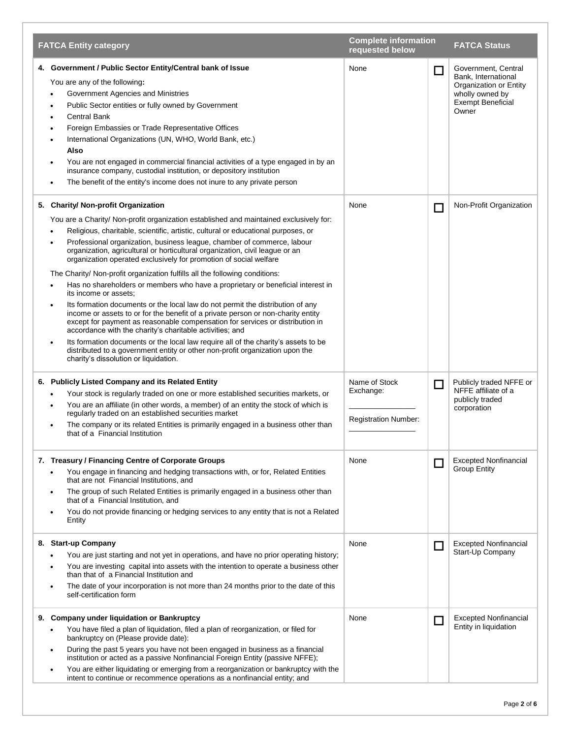| FATCA Entity category | Complete information requested below | | FATCA Status |
|---|---|---|---|
| **4. Government / Public Sector Entity/Central bank of Issue**<br>You are any of the following**:**<br>• Government Agencies and Ministries<br>• Public Sector entities or fully owned by Government<br>• Central Bank<br>• Foreign Embassies or Trade Representative Offices<br>• International Organizations (UN, WHO, World Bank, etc.)<br>**Also**<br>• You are not engaged in commercial financial activities of a type engaged in by an insurance company, custodial institution, or depository institution<br>• The benefit of the entity's income does not inure to any private person | None | ☐ | Government, Central Bank, International Organization or Entity wholly owned by Exempt Beneficial Owner |
| **5. Charity/ Non-profit Organization**<br>You are a Charity/ Non-profit organization established and maintained exclusively for:<br>• Religious, charitable, scientific, artistic, cultural or educational purposes, or<br>• Professional organization, business league, chamber of commerce, labour organization, agricultural or horticultural organization, civil league or an organization operated exclusively for promotion of social welfare<br>The Charity/ Non-profit organization fulfills all the following conditions:<br>• Has no shareholders or members who have a proprietary or beneficial interest in its income or assets;<br>• Its formation documents or the local law do not permit the distribution of any income or assets to or for the benefit of a private person or non-charity entity except for payment as reasonable compensation for services or distribution in accordance with the charity's charitable activities; and<br>• Its formation documents or the local law require all of the charity's assets to be distributed to a government entity or other non-profit organization upon the charity's dissolution or liquidation. | None | ☐ | Non-Profit Organization |
| **6. Publicly Listed Company and its Related Entity**<br>• Your stock is regularly traded on one or more established securities markets, or<br>• You are an affiliate (in other words, a member) of an entity the stock of which is regularly traded on an established securities market<br>• The company or its related Entities is primarily engaged in a business other than that of a Financial Institution | Name of Stock Exchange:<br>_______________<br>Registration Number:<br>_______________ | ☐ | Publicly traded NFFE or NFFE affiliate of a publicly traded corporation |
| **7. Treasury / Financing Centre of Corporate Groups**<br>• You engage in financing and hedging transactions with, or for, Related Entities that are not Financial Institutions, and<br>• The group of such Related Entities is primarily engaged in a business other than that of a Financial Institution, and<br>• You do not provide financing or hedging services to any entity that is not a Related Entity | None | ☐ | Excepted Nonfinancial Group Entity |
| **8. Start-up Company**<br>• You are just starting and not yet in operations, and have no prior operating history;<br>• You are investing capital into assets with the intention to operate a business other than that of a Financial Institution and<br>• The date of your incorporation is not more than 24 months prior to the date of this self-certification form | None | ☐ | Excepted Nonfinancial Start-Up Company |
| **9. Company under liquidation or Bankruptcy**<br>• You have filed a plan of liquidation, filed a plan of reorganization, or filed for bankruptcy on (Please provide date):<br>• During the past 5 years you have not been engaged in business as a financial institution or acted as a passive Nonfinancial Foreign Entity (passive NFFE);<br>• You are either liquidating or emerging from a reorganization or bankruptcy with the intent to continue or recommence operations as a nonfinancial entity; and | None | ☐ | Excepted Nonfinancial Entity in liquidation |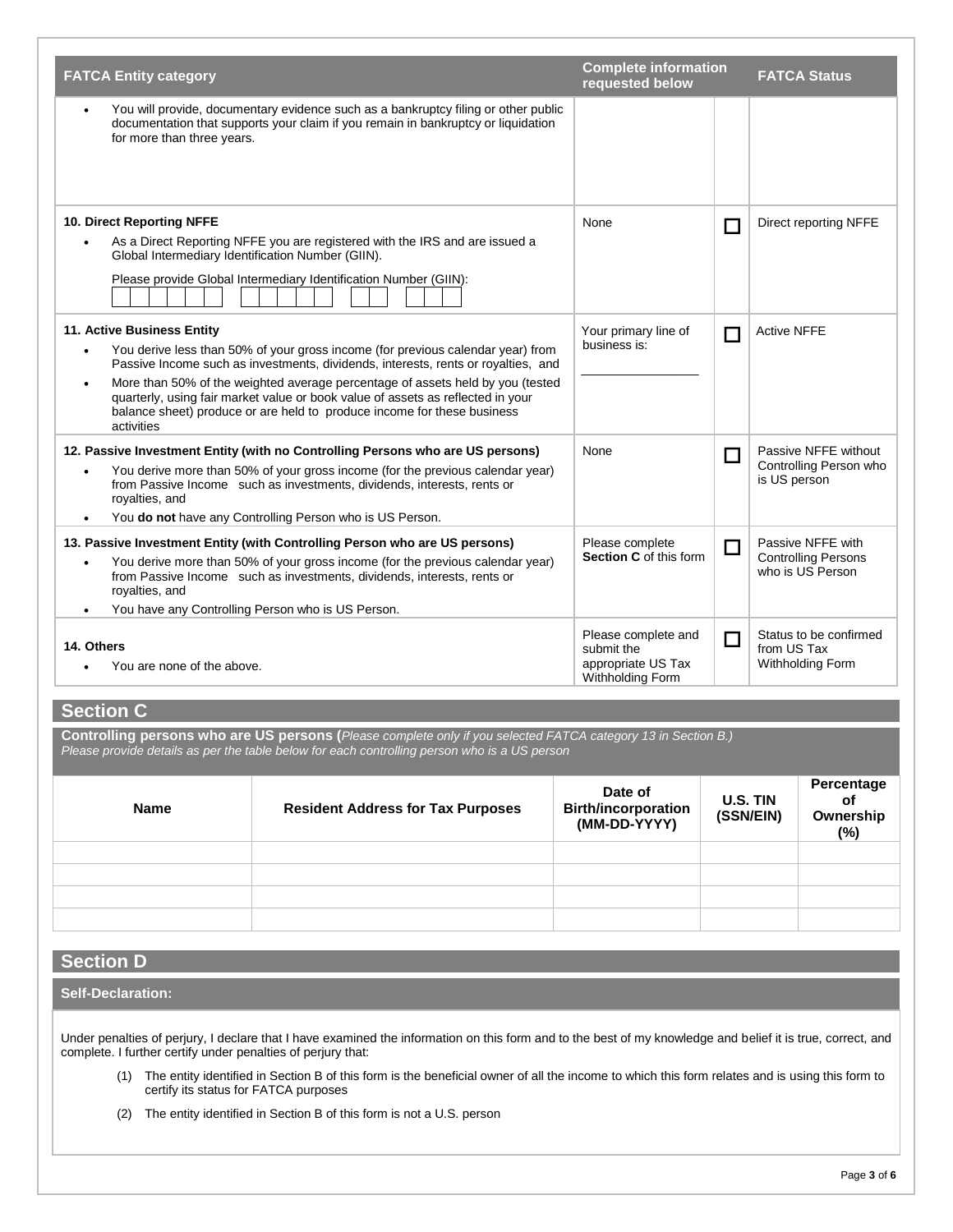| FATCA Entity category | Complete information requested below | | FATCA Status |
|---|---|---|---|
| • You will provide, documentary evidence such as a bankruptcy filing or other public documentation that supports your claim if you remain in bankruptcy or liquidation for more than three years. | | | |
| **10. Direct Reporting NFFE**<br>• As a Direct Reporting NFFE you are registered with the IRS and are issued a Global Intermediary Identification Number (GIIN).<br>Please provide Global Intermediary Identification Number (GIIN): ☐☐☐☐☐☐ ☐☐☐☐☐ ☐☐ ☐☐☐ | None | ☐ | Direct reporting NFFE |
| **11. Active Business Entity**<br>• You derive less than 50% of your gross income (for previous calendar year) from Passive Income such as investments, dividends, interests, rents or royalties, and<br>• More than 50% of the weighted average percentage of assets held by you (tested quarterly, using fair market value or book value of assets as reflected in your balance sheet) produce or are held to produce income for these business activities | Your primary line of business is: ________________ | ☐ | Active NFFE |
| **12. Passive Investment Entity (with no Controlling Persons who are US persons)**<br>• You derive more than 50% of your gross income (for the previous calendar year) from Passive Income such as investments, dividends, interests, rents or royalties, and<br>• You **do not** have any Controlling Person who is US Person. | None | ☐ | Passive NFFE without Controlling Person who is US person |
| **13. Passive Investment Entity (with Controlling Person who are US persons)**<br>• You derive more than 50% of your gross income (for the previous calendar year) from Passive Income such as investments, dividends, interests, rents or royalties, and<br>• You have any Controlling Person who is US Person. | Please complete **Section C** of this form | ☐ | Passive NFFE with Controlling Persons who is US Person |
| **14. Others**<br>• You are none of the above. | Please complete and submit the appropriate US Tax Withholding Form | ☐ | Status to be confirmed from US Tax Withholding Form |

## Section C

**Controlling persons who are US persons (***Please complete only if you selected FATCA category 13 in Section B.)*
*Please provide details as per the table below for each controlling person who is a US person*

| Name | Resident Address for Tax Purposes | Date of Birth/incorporation (MM-DD-YYYY) | U.S. TIN (SSN/EIN) | Percentage of Ownership (%) |
|---|---|---|---|---|
| | | | | |
| | | | | |
| | | | | |
| | | | | |

## Section D

**Self-Declaration:**

Under penalties of perjury, I declare that I have examined the information on this form and to the best of my knowledge and belief it is true, correct, and complete. I further certify under penalties of perjury that:

(1) The entity identified in Section B of this form is the beneficial owner of all the income to which this form relates and is using this form to certify its status for FATCA purposes

(2) The entity identified in Section B of this form is not a U.S. person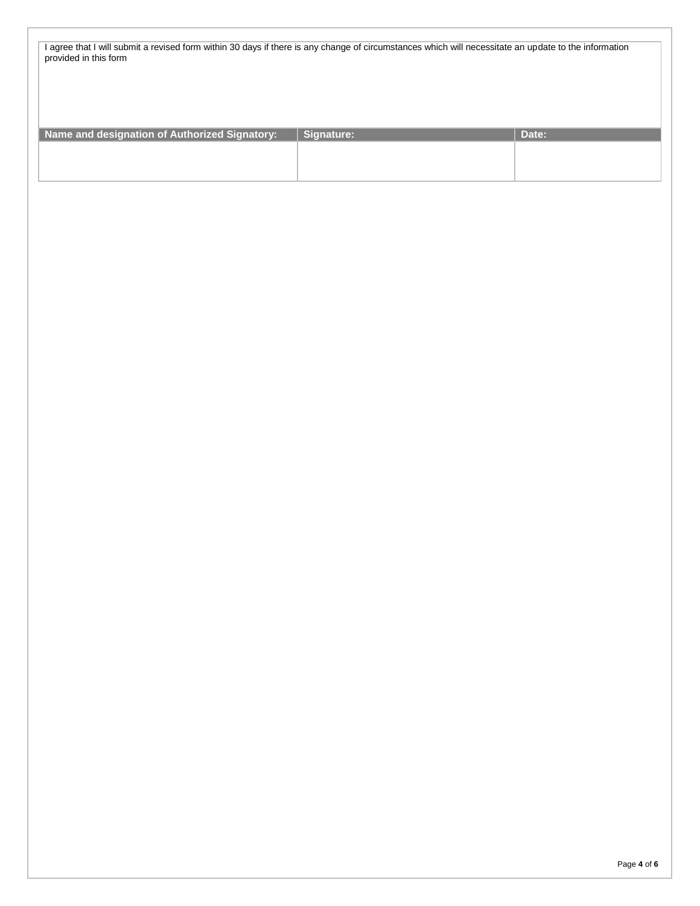I agree that I will submit a revised form within 30 days if there is any change of circumstances which will necessitate an update to the information provided in this form

| Name and designation of Authorized Signatory: | Signature: | Date: |
| --- | --- | --- |
| | | |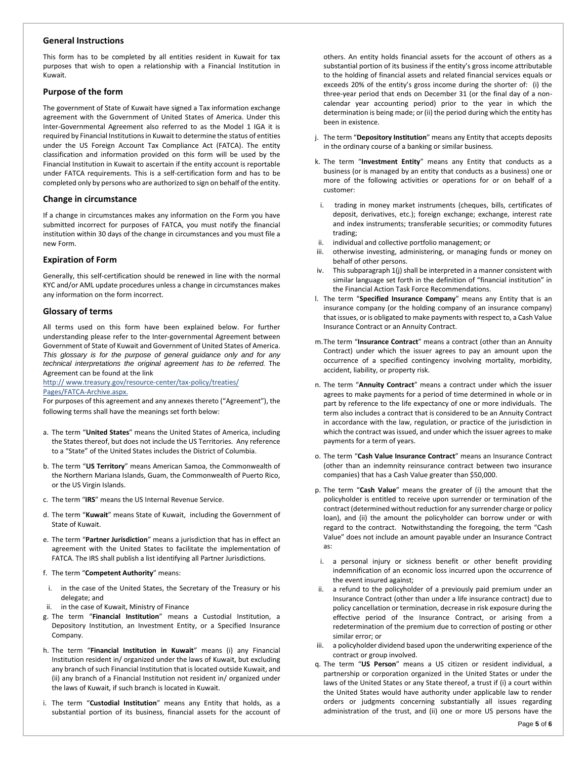## General Instructions

This form has to be completed by all entities resident in Kuwait for tax purposes that wish to open a relationship with a Financial Institution in Kuwait.

## Purpose of the form

The government of State of Kuwait have signed a Tax information exchange agreement with the Government of United States of America. Under this Inter-Governmental Agreement also referred to as the Model 1 IGA it is required by Financial Institutions in Kuwait to determine the status of entities under the US Foreign Account Tax Compliance Act (FATCA). The entity classification and information provided on this form will be used by the Financial Institution in Kuwait to ascertain if the entity account is reportable under FATCA requirements. This is a self-certification form and has to be completed only by persons who are authorized to sign on behalf of the entity.

## Change in circumstance

If a change in circumstances makes any information on the Form you have submitted incorrect for purposes of FATCA, you must notify the financial institution within 30 days of the change in circumstances and you must file a new Form.

## Expiration of Form

Generally, this self-certification should be renewed in line with the normal KYC and/or AML update procedures unless a change in circumstances makes any information on the form incorrect.

## Glossary of terms

All terms used on this form have been explained below. For further understanding please refer to the Inter-governmental Agreement between Government of State of Kuwait and Government of United States of America. *This glossary is for the purpose of general guidance only and for any technical interpretations the original agreement has to be referred.* The Agreement can be found at the link
http:// www.treasury.gov/resource-center/tax-policy/treaties/Pages/FATCA-Archive.aspx.

For purposes of this agreement and any annexes thereto ("Agreement"), the following terms shall have the meanings set forth below:

a. The term "**United States**" means the United States of America, including the States thereof, but does not include the US Territories. Any reference to a "State" of the United States includes the District of Columbia.

b. The term "**US Territory**" means American Samoa, the Commonwealth of the Northern Mariana Islands, Guam, the Commonwealth of Puerto Rico, or the US Virgin Islands.

c. The term "**IRS**" means the US Internal Revenue Service.

d. The term "**Kuwait**" means State of Kuwait, including the Government of State of Kuwait.

e. The term "**Partner Jurisdiction**" means a jurisdiction that has in effect an agreement with the United States to facilitate the implementation of FATCA. The IRS shall publish a list identifying all Partner Jurisdictions.

f. The term "**Competent Authority**" means:
   i. in the case of the United States, the Secretary of the Treasury or his delegate; and
   ii. in the case of Kuwait, Ministry of Finance

g. The term "**Financial Institution**" means a Custodial Institution, a Depository Institution, an Investment Entity, or a Specified Insurance Company.

h. The term "**Financial Institution in Kuwait**" means (i) any Financial Institution resident in/ organized under the laws of Kuwait, but excluding any branch of such Financial Institution that is located outside Kuwait, and (ii) any branch of a Financial Institution not resident in/ organized under the laws of Kuwait, if such branch is located in Kuwait.

i. The term "**Custodial Institution**" means any Entity that holds, as a substantial portion of its business, financial assets for the account of others. An entity holds financial assets for the account of others as a substantial portion of its business if the entity's gross income attributable to the holding of financial assets and related financial services equals or exceeds 20% of the entity's gross income during the shorter of: (i) the three-year period that ends on December 31 (or the final day of a non-calendar year accounting period) prior to the year in which the determination is being made; or (ii) the period during which the entity has been in existence.

j. The term "**Depository Institution**" means any Entity that accepts deposits in the ordinary course of a banking or similar business.

k. The term "**Investment Entity**" means any Entity that conducts as a business (or is managed by an entity that conducts as a business) one or more of the following activities or operations for or on behalf of a customer:
   i. trading in money market instruments (cheques, bills, certificates of deposit, derivatives, etc.); foreign exchange; exchange, interest rate and index instruments; transferable securities; or commodity futures trading;
   ii. individual and collective portfolio management; or
   iii. otherwise investing, administering, or managing funds or money on behalf of other persons.
   iv. This subparagraph 1(j) shall be interpreted in a manner consistent with similar language set forth in the definition of "financial institution" in the Financial Action Task Force Recommendations.

l. The term "**Specified Insurance Company**" means any Entity that is an insurance company (or the holding company of an insurance company) that issues, or is obligated to make payments with respect to, a Cash Value Insurance Contract or an Annuity Contract.

m. The term "**Insurance Contract**" means a contract (other than an Annuity Contract) under which the issuer agrees to pay an amount upon the occurrence of a specified contingency involving mortality, morbidity, accident, liability, or property risk.

n. The term "**Annuity Contract**" means a contract under which the issuer agrees to make payments for a period of time determined in whole or in part by reference to the life expectancy of one or more individuals. The term also includes a contract that is considered to be an Annuity Contract in accordance with the law, regulation, or practice of the jurisdiction in which the contract was issued, and under which the issuer agrees to make payments for a term of years.

o. The term "**Cash Value Insurance Contract**" means an Insurance Contract (other than an indemnity reinsurance contract between two insurance companies) that has a Cash Value greater than $50,000.

p. The term "**Cash Value**" means the greater of (i) the amount that the policyholder is entitled to receive upon surrender or termination of the contract (determined without reduction for any surrender charge or policy loan), and (ii) the amount the policyholder can borrow under or with regard to the contract. Notwithstanding the foregoing, the term "Cash Value" does not include an amount payable under an Insurance Contract as:
   i. a personal injury or sickness benefit or other benefit providing indemnification of an economic loss incurred upon the occurrence of the event insured against;
   ii. a refund to the policyholder of a previously paid premium under an Insurance Contract (other than under a life insurance contract) due to policy cancellation or termination, decrease in risk exposure during the effective period of the Insurance Contract, or arising from a redetermination of the premium due to correction of posting or other similar error; or
   iii. a policyholder dividend based upon the underwriting experience of the contract or group involved.

q. The term "**US Person**" means a US citizen or resident individual, a partnership or corporation organized in the United States or under the laws of the United States or any State thereof, a trust if (i) a court within the United States would have authority under applicable law to render orders or judgments concerning substantially all issues regarding administration of the trust, and (ii) one or more US persons have the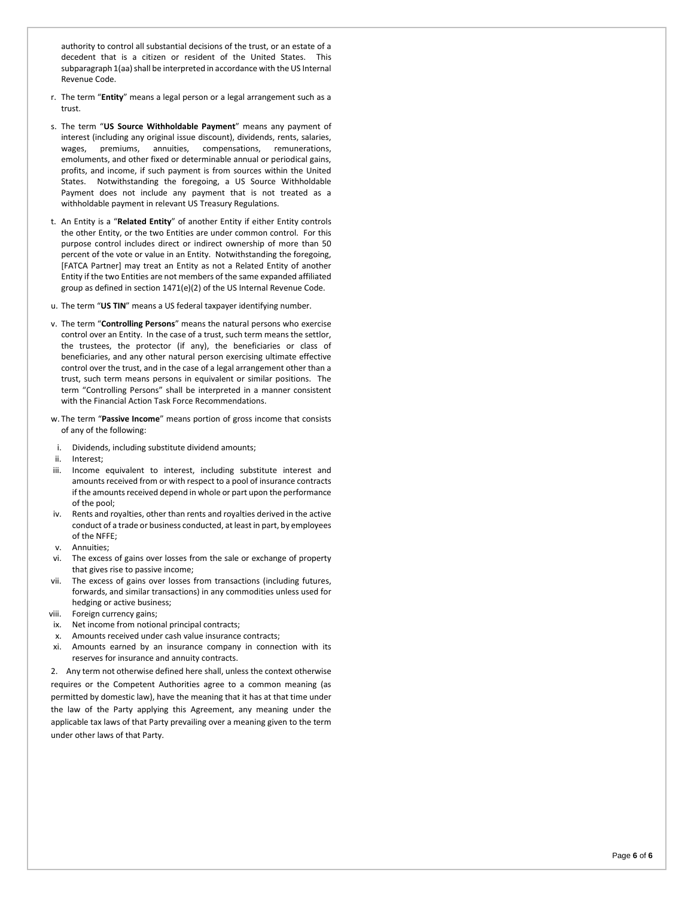authority to control all substantial decisions of the trust, or an estate of a decedent that is a citizen or resident of the United States. This subparagraph 1(aa) shall be interpreted in accordance with the US Internal Revenue Code.

r. The term "**Entity**" means a legal person or a legal arrangement such as a trust.

s. The term "**US Source Withholdable Payment**" means any payment of interest (including any original issue discount), dividends, rents, salaries, wages, premiums, annuities, compensations, remunerations, emoluments, and other fixed or determinable annual or periodical gains, profits, and income, if such payment is from sources within the United States. Notwithstanding the foregoing, a US Source Withholdable Payment does not include any payment that is not treated as a withholdable payment in relevant US Treasury Regulations.

t. An Entity is a "**Related Entity**" of another Entity if either Entity controls the other Entity, or the two Entities are under common control. For this purpose control includes direct or indirect ownership of more than 50 percent of the vote or value in an Entity. Notwithstanding the foregoing, [FATCA Partner] may treat an Entity as not a Related Entity of another Entity if the two Entities are not members of the same expanded affiliated group as defined in section 1471(e)(2) of the US Internal Revenue Code.

u. The term "**US TIN**" means a US federal taxpayer identifying number.

v. The term "**Controlling Persons**" means the natural persons who exercise control over an Entity. In the case of a trust, such term means the settlor, the trustees, the protector (if any), the beneficiaries or class of beneficiaries, and any other natural person exercising ultimate effective control over the trust, and in the case of a legal arrangement other than a trust, such term means persons in equivalent or similar positions. The term "Controlling Persons" shall be interpreted in a manner consistent with the Financial Action Task Force Recommendations.

w. The term "**Passive Income**" means portion of gross income that consists of any of the following:

i. Dividends, including substitute dividend amounts;
ii. Interest;
iii. Income equivalent to interest, including substitute interest and amounts received from or with respect to a pool of insurance contracts if the amounts received depend in whole or part upon the performance of the pool;
iv. Rents and royalties, other than rents and royalties derived in the active conduct of a trade or business conducted, at least in part, by employees of the NFFE;
v. Annuities;
vi. The excess of gains over losses from the sale or exchange of property that gives rise to passive income;
vii. The excess of gains over losses from transactions (including futures, forwards, and similar transactions) in any commodities unless used for hedging or active business;
viii. Foreign currency gains;
ix. Net income from notional principal contracts;
x. Amounts received under cash value insurance contracts;
xi. Amounts earned by an insurance company in connection with its reserves for insurance and annuity contracts.

2. Any term not otherwise defined here shall, unless the context otherwise requires or the Competent Authorities agree to a common meaning (as permitted by domestic law), have the meaning that it has at that time under the law of the Party applying this Agreement, any meaning under the applicable tax laws of that Party prevailing over a meaning given to the term under other laws of that Party.